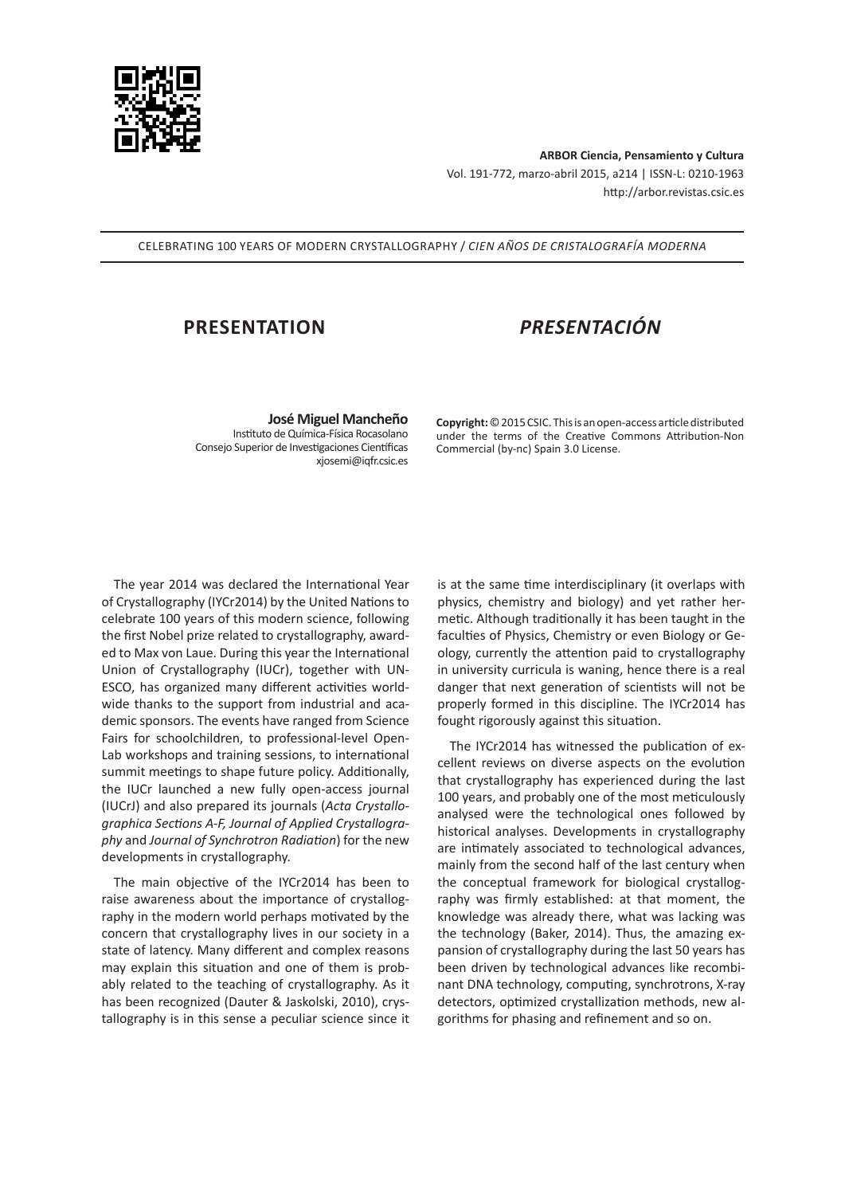CELEBRATING 100 YEARS OF MODERN CRYSTALLOGRAPHY / *CIEN AÑOS DE CRISTALOGRAFÍA MODERNA*

# PRESENTATION

# *PRESENTACIÓN*

**José Miguel Mancheño**
Instituto de Química-Física Rocasolano
Consejo Superior de Investigaciones Científicas
xjosemi@iqfr.csic.es

**Copyright:** © 2015 CSIC. This is an open-access article distributed under the terms of the Creative Commons Attribution-Non Commercial (by-nc) Spain 3.0 License.

The year 2014 was declared the International Year of Crystallography (IYCr2014) by the United Nations to celebrate 100 years of this modern science, following the first Nobel prize related to crystallography, awarded to Max von Laue. During this year the International Union of Crystallography (IUCr), together with UNESCO, has organized many different activities worldwide thanks to the support from industrial and academic sponsors. The events have ranged from Science Fairs for schoolchildren, to professional-level Open-Lab workshops and training sessions, to international summit meetings to shape future policy. Additionally, the IUCr launched a new fully open-access journal (IUCrJ) and also prepared its journals (*Acta Crystallographica Sections A-F, Journal of Applied Crystallography* and *Journal of Synchrotron Radiation*) for the new developments in crystallography.

The main objective of the IYCr2014 has been to raise awareness about the importance of crystallography in the modern world perhaps motivated by the concern that crystallography lives in our society in a state of latency. Many different and complex reasons may explain this situation and one of them is probably related to the teaching of crystallography. As it has been recognized (Dauter & Jaskolski, 2010), crystallography is in this sense a peculiar science since it is at the same time interdisciplinary (it overlaps with physics, chemistry and biology) and yet rather hermetic. Although traditionally it has been taught in the faculties of Physics, Chemistry or even Biology or Geology, currently the attention paid to crystallography in university curricula is waning, hence there is a real danger that next generation of scientists will not be properly formed in this discipline. The IYCr2014 has fought rigorously against this situation.

The IYCr2014 has witnessed the publication of excellent reviews on diverse aspects on the evolution that crystallography has experienced during the last 100 years, and probably one of the most meticulously analysed were the technological ones followed by historical analyses. Developments in crystallography are intimately associated to technological advances, mainly from the second half of the last century when the conceptual framework for biological crystallography was firmly established: at that moment, the knowledge was already there, what was lacking was the technology (Baker, 2014). Thus, the amazing expansion of crystallography during the last 50 years has been driven by technological advances like recombinant DNA technology, computing, synchrotrons, X-ray detectors, optimized crystallization methods, new algorithms for phasing and refinement and so on.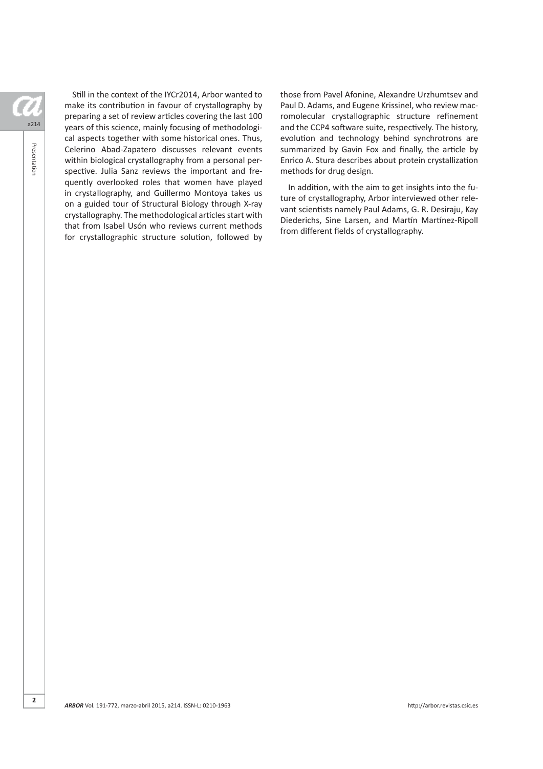Still in the context of the IYCr2014, Arbor wanted to make its contribution in favour of crystallography by preparing a set of review articles covering the last 100 years of this science, mainly focusing of methodological aspects together with some historical ones. Thus, Celerino Abad-Zapatero discusses relevant events within biological crystallography from a personal perspective. Julia Sanz reviews the important and frequently overlooked roles that women have played in crystallography, and Guillermo Montoya takes us on a guided tour of Structural Biology through X-ray crystallography. The methodological articles start with that from Isabel Usón who reviews current methods for crystallographic structure solution, followed by those from Pavel Afonine, Alexandre Urzhumtsev and Paul D. Adams, and Eugene Krissinel, who review macromolecular crystallographic structure refinement and the CCP4 software suite, respectively. The history, evolution and technology behind synchrotrons are summarized by Gavin Fox and finally, the article by Enrico A. Stura describes about protein crystallization methods for drug design.

In addition, with the aim to get insights into the future of crystallography, Arbor interviewed other relevant scientists namely Paul Adams, G. R. Desiraju, Kay Diederichs, Sine Larsen, and Martín Martínez-Ripoll from different fields of crystallography.